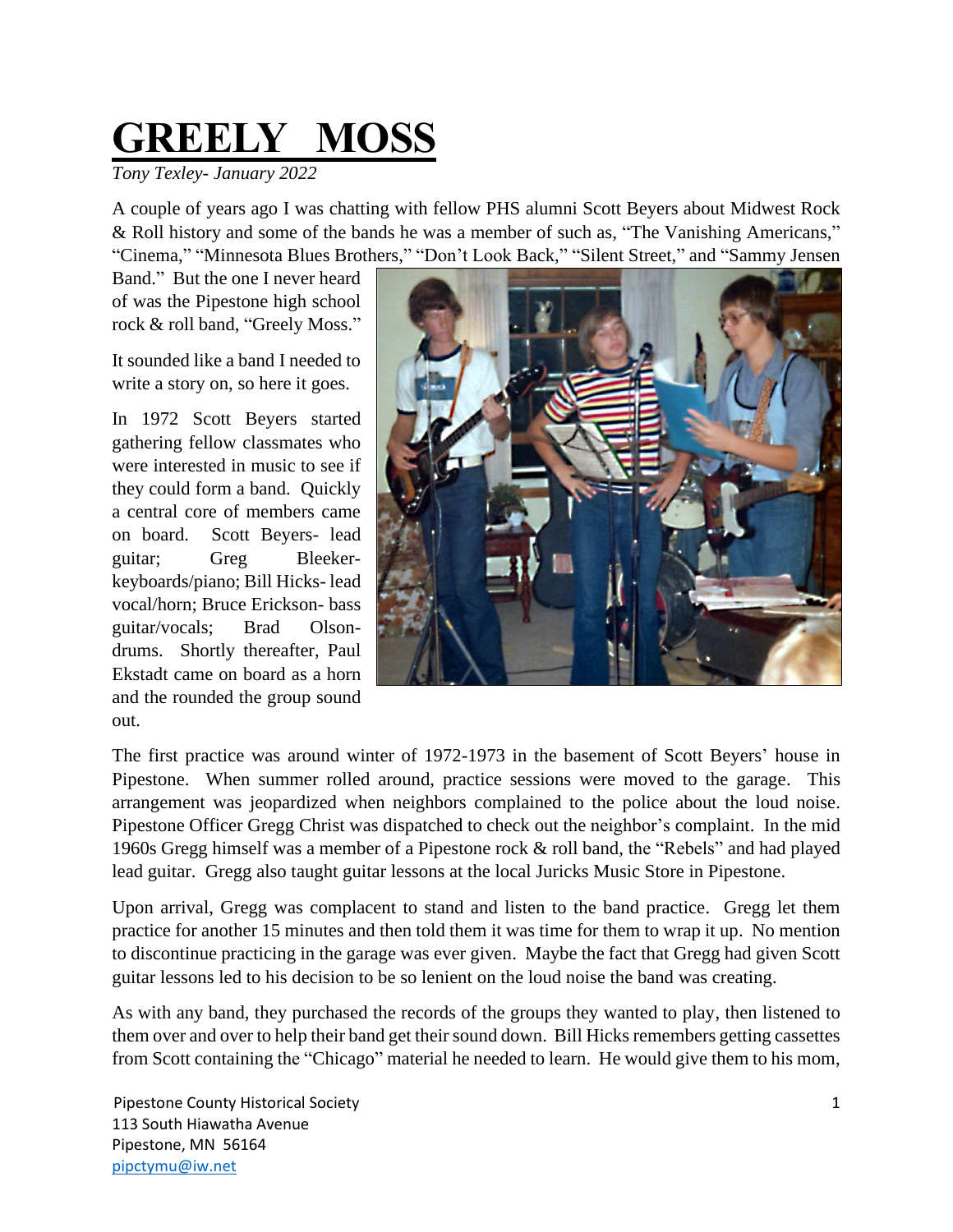# GREELY MOSS

*Tony Texley- January 2022*

A couple of years ago I was chatting with fellow PHS alumni Scott Beyers about Midwest Rock & Roll history and some of the bands he was a member of such as, "The Vanishing Americans," "Cinema," "Minnesota Blues Brothers," "Don't Look Back," "Silent Street," and "Sammy Jensen Band." But the one I never heard of was the Pipestone high school rock & roll band, "Greely Moss."

It sounded like a band I needed to write a story on, so here it goes.

In 1972 Scott Beyers started gathering fellow classmates who were interested in music to see if they could form a band. Quickly a central core of members came on board. Scott Beyers- lead guitar; Greg Bleeker- keyboards/piano; Bill Hicks- lead vocal/horn; Bruce Erickson- bass guitar/vocals; Brad Olson- drums. Shortly thereafter, Paul Ekstadt came on board as a horn and the rounded the group sound out.

The first practice was around winter of 1972-1973 in the basement of Scott Beyers' house in Pipestone. When summer rolled around, practice sessions were moved to the garage. This arrangement was jeopardized when neighbors complained to the police about the loud noise. Pipestone Officer Gregg Christ was dispatched to check out the neighbor's complaint. In the mid 1960s Gregg himself was a member of a Pipestone rock & roll band, the "Rebels" and had played lead guitar. Gregg also taught guitar lessons at the local Juricks Music Store in Pipestone.

Upon arrival, Gregg was complacent to stand and listen to the band practice. Gregg let them practice for another 15 minutes and then told them it was time for them to wrap it up. No mention to discontinue practicing in the garage was ever given. Maybe the fact that Gregg had given Scott guitar lessons led to his decision to be so lenient on the loud noise the band was creating.

As with any band, they purchased the records of the groups they wanted to play, then listened to them over and over to help their band get their sound down. Bill Hicks remembers getting cassettes from Scott containing the "Chicago" material he needed to learn. He would give them to his mom,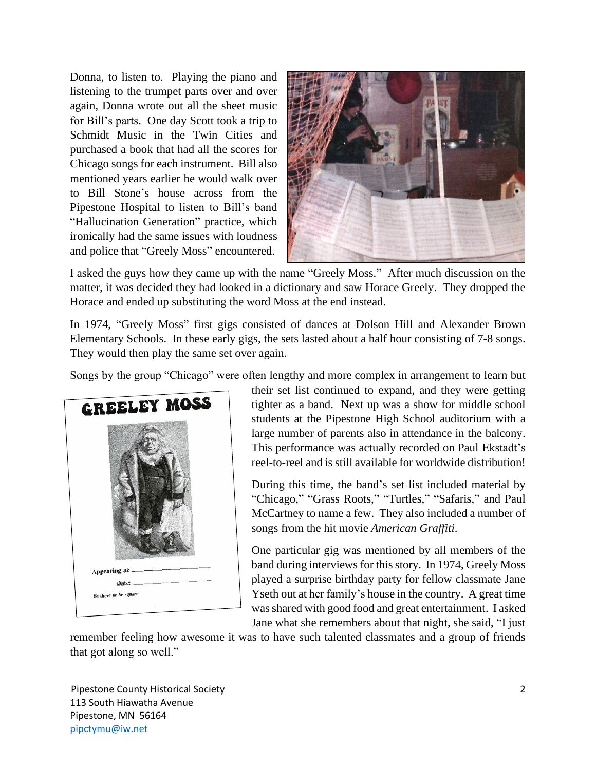Donna, to listen to. Playing the piano and listening to the trumpet parts over and over again, Donna wrote out all the sheet music for Bill's parts. One day Scott took a trip to Schmidt Music in the Twin Cities and purchased a book that had all the scores for Chicago songs for each instrument. Bill also mentioned years earlier he would walk over to Bill Stone's house across from the Pipestone Hospital to listen to Bill's band "Hallucination Generation" practice, which ironically had the same issues with loudness and police that "Greely Moss" encountered.

I asked the guys how they came up with the name "Greely Moss." After much discussion on the matter, it was decided they had looked in a dictionary and saw Horace Greely. They dropped the Horace and ended up substituting the word Moss at the end instead.

In 1974, "Greely Moss" first gigs consisted of dances at Dolson Hill and Alexander Brown Elementary Schools. In these early gigs, the sets lasted about a half hour consisting of 7-8 songs. They would then play the same set over again.

Songs by the group "Chicago" were often lengthy and more complex in arrangement to learn but their set list continued to expand, and they were getting tighter as a band. Next up was a show for middle school students at the Pipestone High School auditorium with a large number of parents also in attendance in the balcony. This performance was actually recorded on Paul Ekstadt's reel-to-reel and is still available for worldwide distribution!

During this time, the band's set list included material by "Chicago," "Grass Roots," "Turtles," "Safaris," and Paul McCartney to name a few. They also included a number of songs from the hit movie *American Graffiti*.

One particular gig was mentioned by all members of the band during interviews for this story. In 1974, Greely Moss played a surprise birthday party for fellow classmate Jane Yseth out at her family's house in the country. A great time was shared with good food and great entertainment. I asked Jane what she remembers about that night, she said, "I just remember feeling how awesome it was to have such talented classmates and a group of friends that got along so well."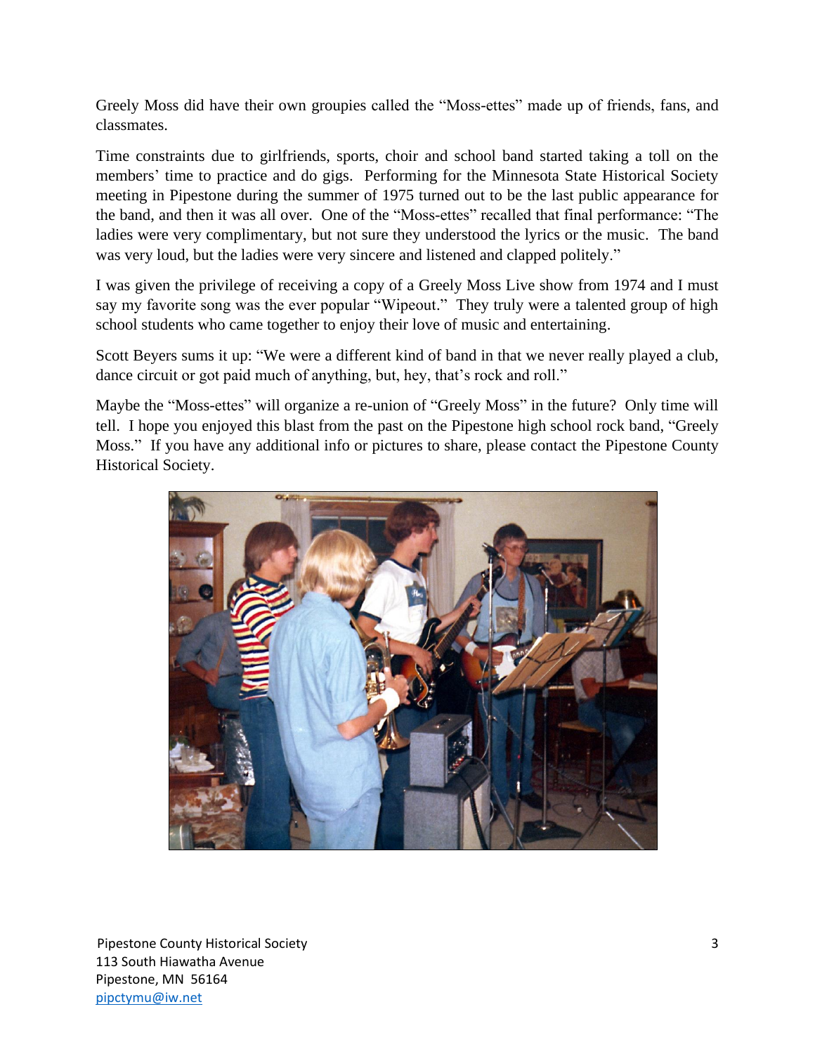Greely Moss did have their own groupies called the “Moss-ettes” made up of friends, fans, and classmates.

Time constraints due to girlfriends, sports, choir and school band started taking a toll on the members’ time to practice and do gigs. Performing for the Minnesota State Historical Society meeting in Pipestone during the summer of 1975 turned out to be the last public appearance for the band, and then it was all over. One of the “Moss-ettes” recalled that final performance: “The ladies were very complimentary, but not sure they understood the lyrics or the music. The band was very loud, but the ladies were very sincere and listened and clapped politely.”

I was given the privilege of receiving a copy of a Greely Moss Live show from 1974 and I must say my favorite song was the ever popular “Wipeout.” They truly were a talented group of high school students who came together to enjoy their love of music and entertaining.

Scott Beyers sums it up: “We were a different kind of band in that we never really played a club, dance circuit or got paid much of anything, but, hey, that’s rock and roll.”

Maybe the “Moss-ettes” will organize a re-union of “Greely Moss” in the future? Only time will tell. I hope you enjoyed this blast from the past on the Pipestone high school rock band, “Greely Moss.” If you have any additional info or pictures to share, please contact the Pipestone County Historical Society.

Pipestone County Historical Society
113 South Hiawatha Avenue
Pipestone, MN 56164
pipctymu@iw.net